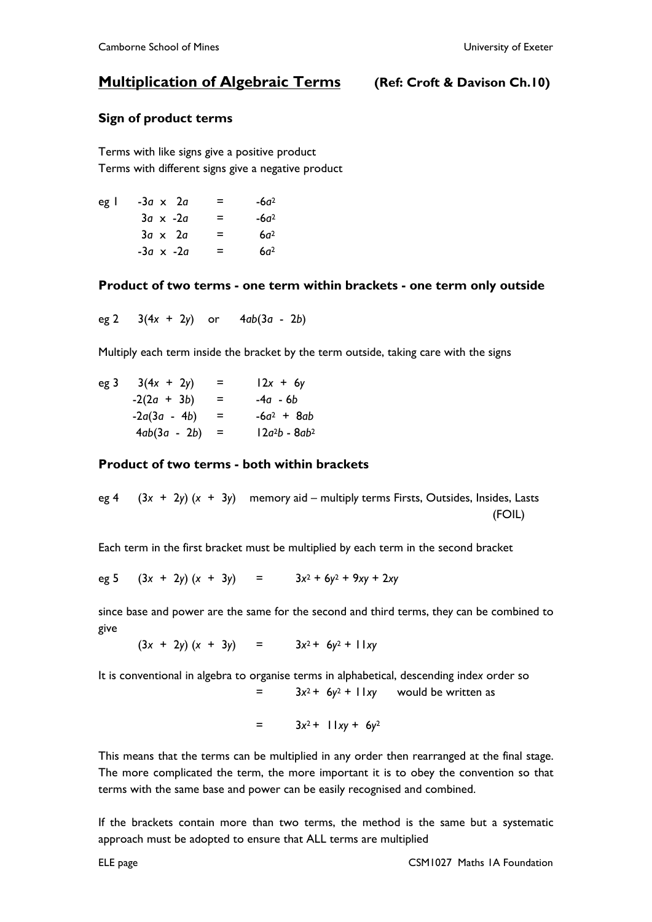## Multiplication of Algebraic Terms (Ref: Croft & Davison Ch.10)

### Sign of product terms

Terms with like signs give a positive product
Terms with different signs give a negative product

eg 1

$$-3a \times 2a = -6a^2$$
$$3a \times -2a = -6a^2$$
$$3a \times 2a = 6a^2$$
$$-3a \times -2a = 6a^2$$

### Product of two terms - one term within brackets - one term only outside

eg 2 $\quad 3(4x + 2y)$ or $4ab(3a - 2b)$

Multiply each term inside the bracket by the term outside, taking care with the signs

eg 3

$$3(4x + 2y) = 12x + 6y$$
$$-2(2a + 3b) = -4a - 6b$$
$$-2a(3a - 4b) = -6a^2 + 8ab$$
$$4ab(3a - 2b) = 12a^2b - 8ab^2$$

### Product of two terms - both within brackets

eg 4 $\quad (3x + 2y)(x + 3y)$ memory aid – multiply terms Firsts, Outsides, Insides, Lasts (FOIL)

Each term in the first bracket must be multiplied by each term in the second bracket

eg 5 $\quad (3x + 2y)(x + 3y) = 3x^2 + 6y^2 + 9xy + 2xy$

since base and power are the same for the second and third terms, they can be combined to give

$$(3x + 2y)(x + 3y) = 3x^2 + 6y^2 + 11xy$$

It is conventional in algebra to organise terms in alphabetical, descending index order so

$= 3x^2 + 6y^2 + 11xy$ would be written as

$$= 3x^2 + 11xy + 6y^2$$

This means that the terms can be multiplied in any order then rearranged at the final stage. The more complicated the term, the more important it is to obey the convention so that terms with the same base and power can be easily recognised and combined.

If the brackets contain more than two terms, the method is the same but a systematic approach must be adopted to ensure that ALL terms are multiplied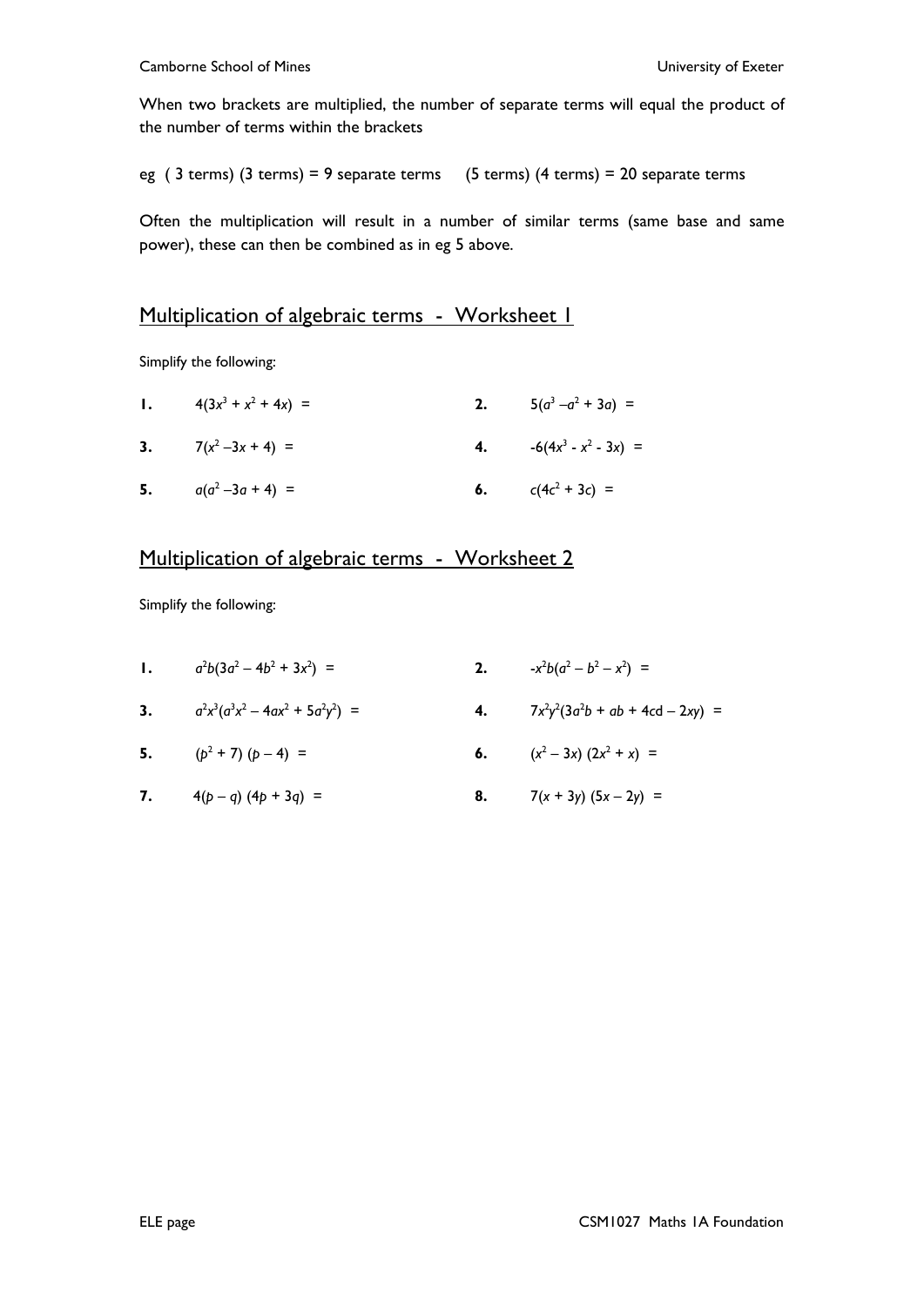When two brackets are multiplied, the number of separate terms will equal the product of the number of terms within the brackets

eg ( 3 terms) (3 terms) = 9 separate terms     (5 terms) (4 terms) = 20 separate terms

Often the multiplication will result in a number of similar terms (same base and same power), these can then be combined as in eg 5 above.

## Multiplication of algebraic terms - Worksheet 1

Simplify the following:

**1.** $4(3x^3 + x^2 + 4x) =$

**2.** $5(a^3 - a^2 + 3a) =$

**3.** $7(x^2 - 3x + 4) =$

**4.** $-6(4x^3 - x^2 - 3x) =$

**5.** $a(a^2 - 3a + 4) =$

**6.** $c(4c^2 + 3c) =$

## Multiplication of algebraic terms - Worksheet 2

Simplify the following:

**1.** $a^2b(3a^2 - 4b^2 + 3x^2) =$

**2.** $-x^2b(a^2 - b^2 - x^2) =$

**3.** $a^2x^3(a^3x^2 - 4ax^2 + 5a^2y^2) =$

**4.** $7x^2y^2(3a^2b + ab + 4cd - 2xy) =$

**5.** $(p^2 + 7)(p - 4) =$

**6.** $(x^2 - 3x)(2x^2 + x) =$

**7.** $4(p - q)(4p + 3q) =$

**8.** $7(x + 3y)(5x - 2y) =$